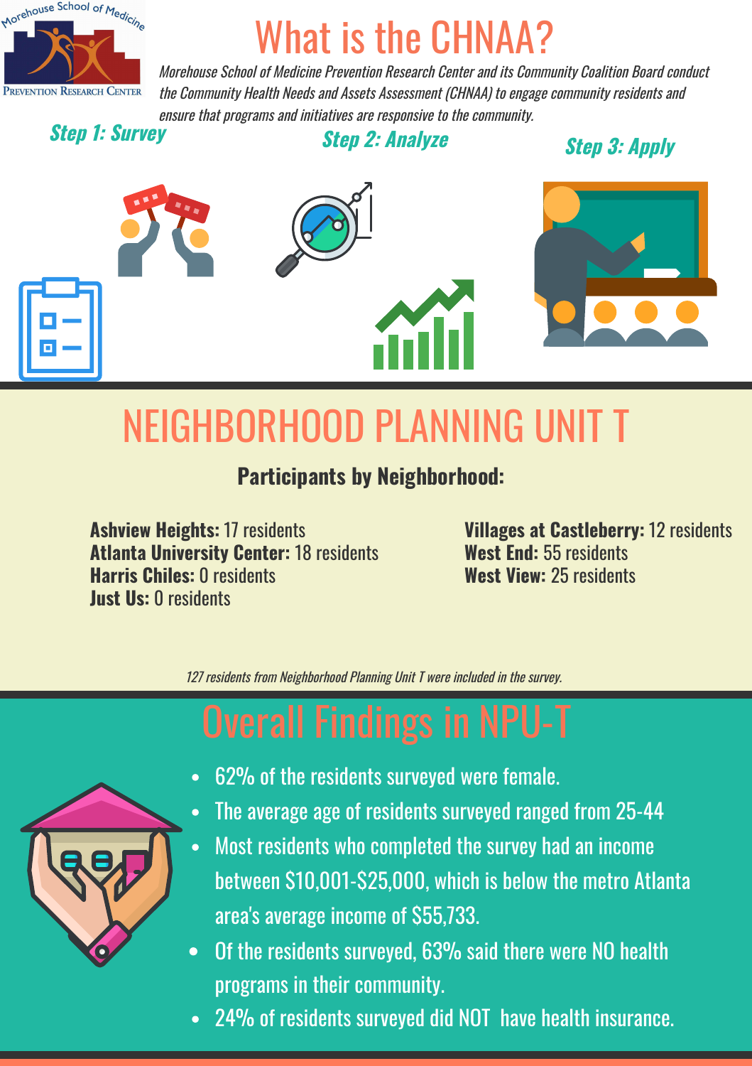# What is the CHNAA?

*Morehouse School of Medicine Prevention Research Center and its Community Coalition Board conduct the Community Health Needs and Assets Assessment (CHNAA) to engage community residents and ensure that programs and initiatives are responsive to the community.*

**Step 1: Survey**

**Step 2: Analyze**

**Step 3: Apply**

## NEIGHBORHOOD PLANNING UNIT T

**Participants by Neighborhood:**

**Ashview Heights:** 17 residents
**Atlanta University Center:** 18 residents
**Harris Chiles:** 0 residents
**Just Us:** 0 residents
**Villages at Castleberry:** 12 residents
**West End:** 55 residents
**West View:** 25 residents

*127 residents from Neighborhood Planning Unit T were included in the survey.*

## Overall Findings in NPU-T

- 62% of the residents surveyed were female.
- The average age of residents surveyed ranged from 25-44
- Most residents who completed the survey had an income between $10,001-$25,000, which is below the metro Atlanta area's average income of $55,733.
- Of the residents surveyed, 63% said there were NO health programs in their community.
- 24% of residents surveyed did NOT have health insurance.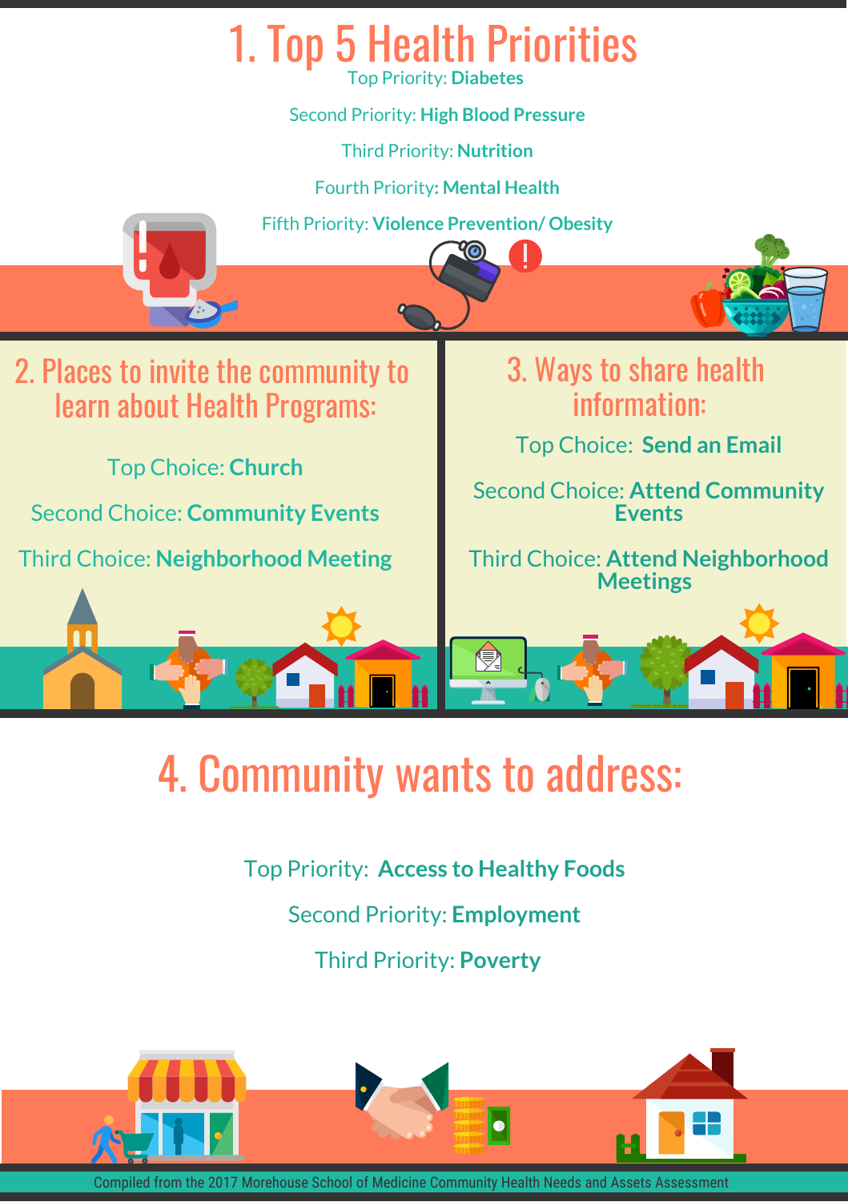# 1. Top 5 Health Priorities

Top Priority: **Diabetes**

Second Priority: **High Blood Pressure**

Third Priority: **Nutrition**

Fourth Priority: **Mental Health**

Fifth Priority: **Violence Prevention/ Obesity**

## 2. Places to invite the community to learn about Health Programs:

Top Choice: **Church**

Second Choice: **Community Events**

Third Choice: **Neighborhood Meeting**

## 3. Ways to share health information:

Top Choice: **Send an Email**

Second Choice: **Attend Community Events**

Third Choice: **Attend Neighborhood Meetings**

# 4. Community wants to address:

Top Priority: **Access to Healthy Foods**

Second Priority: **Employment**

Third Priority: **Poverty**

Compiled from the 2017 Morehouse School of Medicine Community Health Needs and Assets Assessment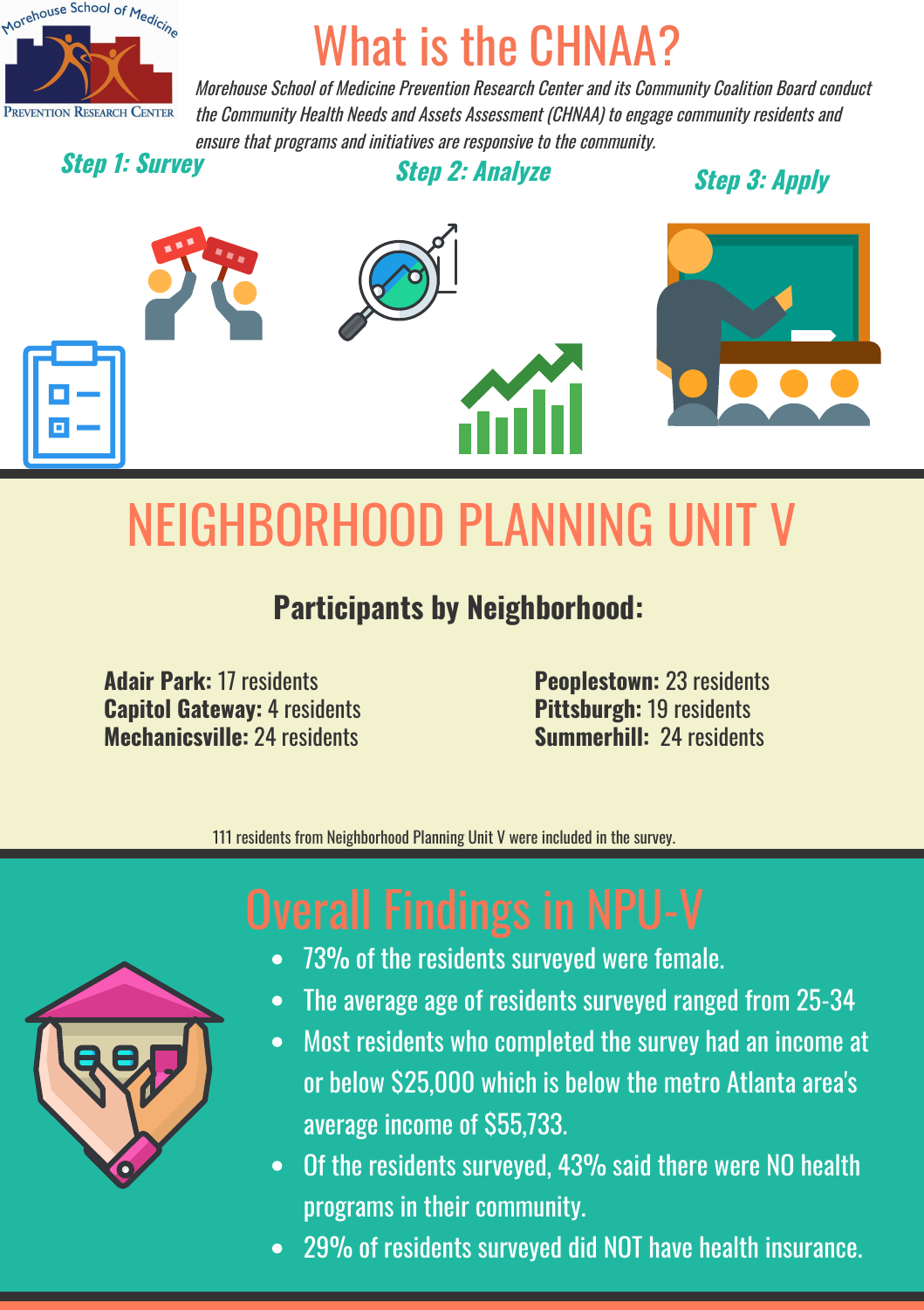Morehouse School of Medicine
Prevention Research Center

# What is the CHNAA?

*Morehouse School of Medicine Prevention Research Center and its Community Coalition Board conduct the Community Health Needs and Assets Assessment (CHNAA) to engage community residents and ensure that programs and initiatives are responsive to the community.*

***Step 1: Survey***

***Step 2: Analyze***

***Step 3: Apply***

# NEIGHBORHOOD PLANNING UNIT V

## Participants by Neighborhood:

**Adair Park:** 17 residents
**Capitol Gateway:** 4 residents
**Mechanicsville:** 24 residents
**Peoplestown:** 23 residents
**Pittsburgh:** 19 residents
**Summerhill:** 24 residents

111 residents from Neighborhood Planning Unit V were included in the survey.

# Overall Findings in NPU-V

- 73% of the residents surveyed were female.
- The average age of residents surveyed ranged from 25-34
- Most residents who completed the survey had an income at or below $25,000 which is below the metro Atlanta area's average income of $55,733.
- Of the residents surveyed, 43% said there were NO health programs in their community.
- 29% of residents surveyed did NOT have health insurance.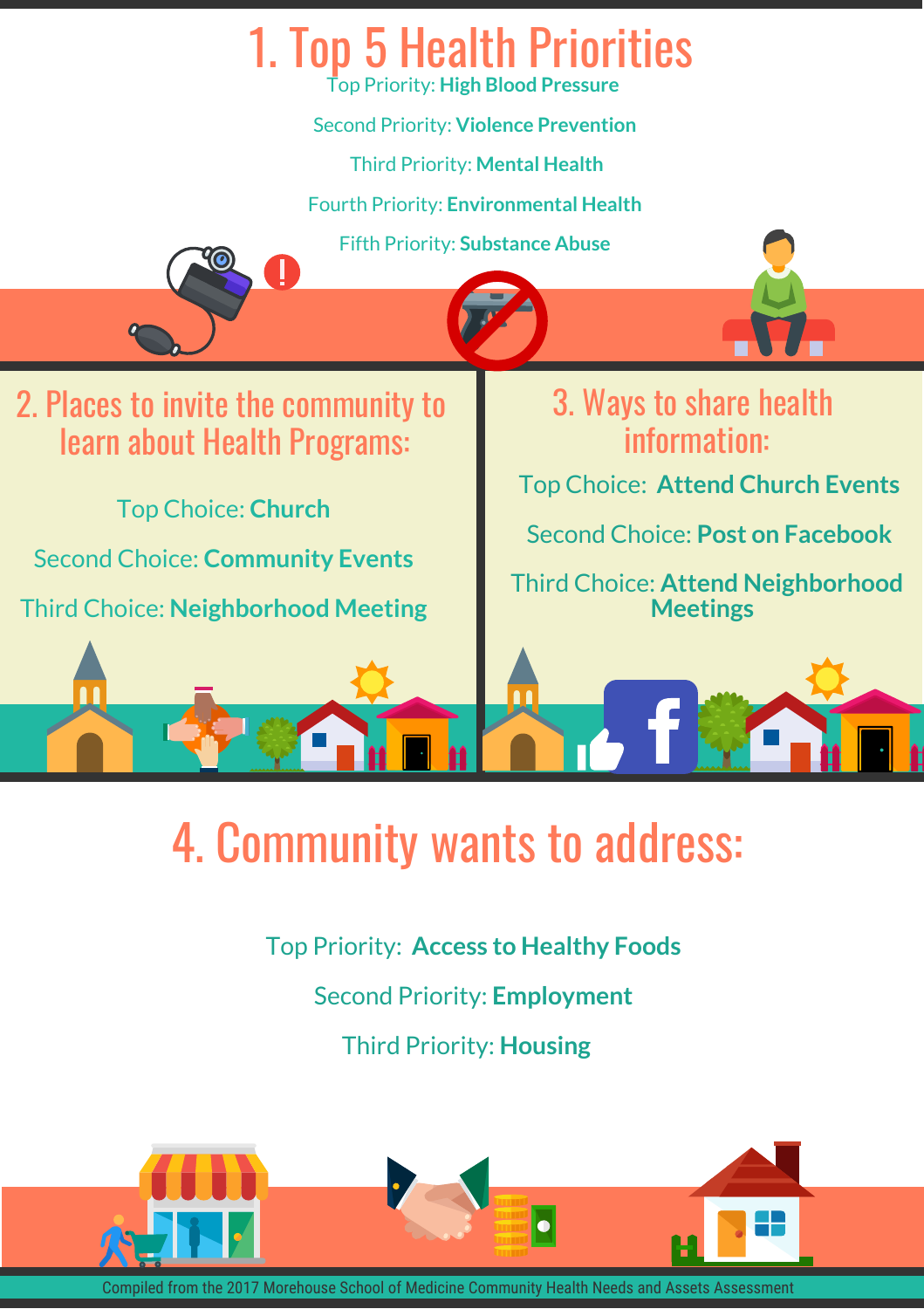# 1. Top 5 Health Priorities

Top Priority: **High Blood Pressure**

Second Priority: **Violence Prevention**

Third Priority: **Mental Health**

Fourth Priority: **Environmental Health**

Fifth Priority: **Substance Abuse**

## 2. Places to invite the community to learn about Health Programs:

Top Choice: **Church**

Second Choice: **Community Events**

Third Choice: **Neighborhood Meeting**

## 3. Ways to share health information:

Top Choice: **Attend Church Events**

Second Choice: **Post on Facebook**

Third Choice: **Attend Neighborhood Meetings**

# 4. Community wants to address:

Top Priority: **Access to Healthy Foods**

Second Priority: **Employment**

Third Priority: **Housing**

Compiled from the 2017 Morehouse School of Medicine Community Health Needs and Assets Assessment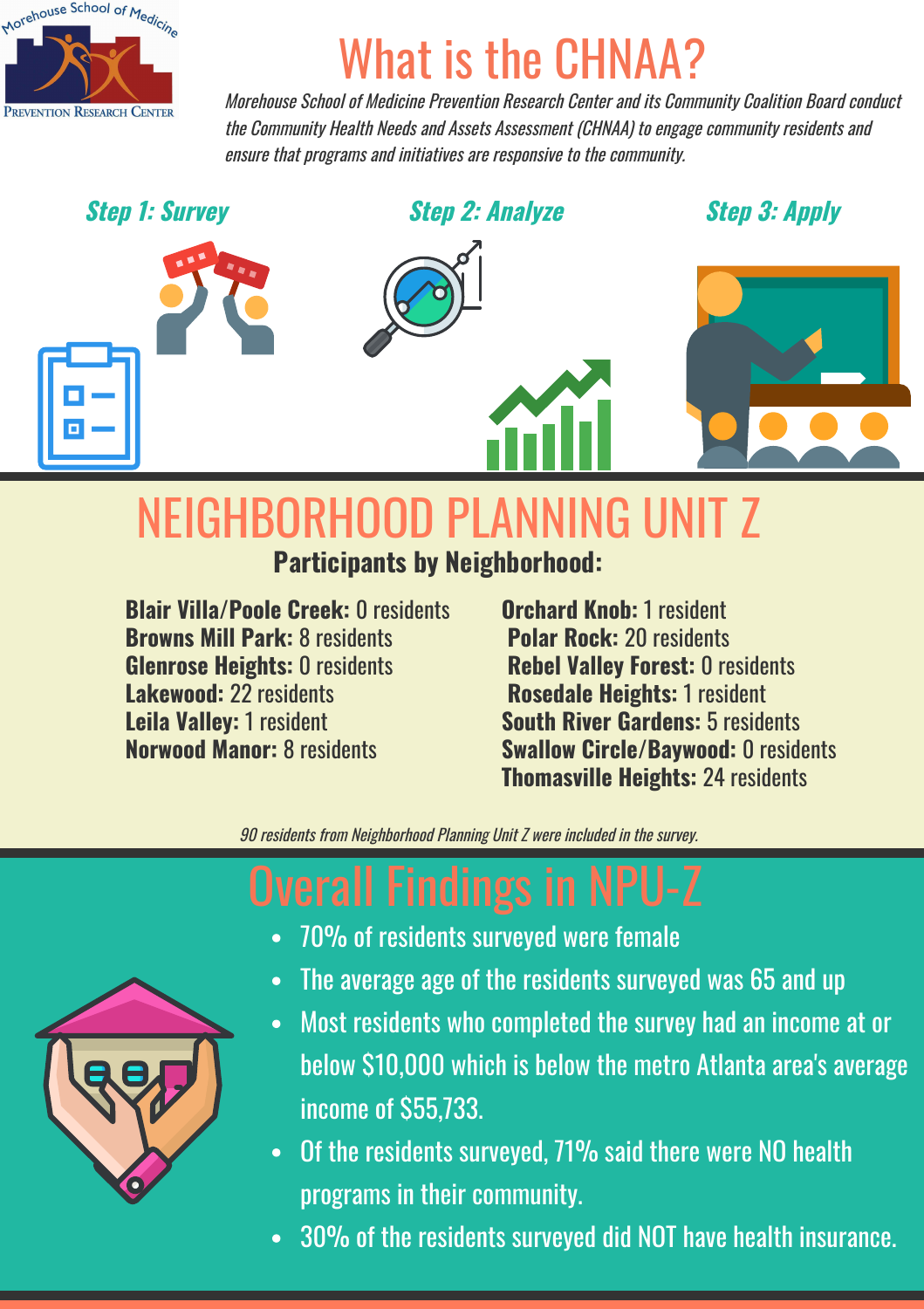# What is the CHNAA?

*Morehouse School of Medicine Prevention Research Center and its Community Coalition Board conduct the Community Health Needs and Assets Assessment (CHNAA) to engage community residents and ensure that programs and initiatives are responsive to the community.*

**Step 1: Survey**

**Step 2: Analyze**

**Step 3: Apply**

## NEIGHBORHOOD PLANNING UNIT Z

**Participants by Neighborhood:**

**Blair Villa/Poole Creek:** 0 residents
**Browns Mill Park:** 8 residents
**Glenrose Heights:** 0 residents
**Lakewood:** 22 residents
**Leila Valley:** 1 resident
**Norwood Manor:** 8 residents
**Orchard Knob:** 1 resident
**Polar Rock:** 20 residents
**Rebel Valley Forest:** 0 residents
**Rosedale Heights:** 1 resident
**South River Gardens:** 5 residents
**Swallow Circle/Baywood:** 0 residents
**Thomasville Heights:** 24 residents

*90 residents from Neighborhood Planning Unit Z were included in the survey.*

## Overall Findings in NPU-Z

- 70% of residents surveyed were female
- The average age of the residents surveyed was 65 and up
- Most residents who completed the survey had an income at or below $10,000 which is below the metro Atlanta area's average income of $55,733.
- Of the residents surveyed, 71% said there were NO health programs in their community.
- 30% of the residents surveyed did NOT have health insurance.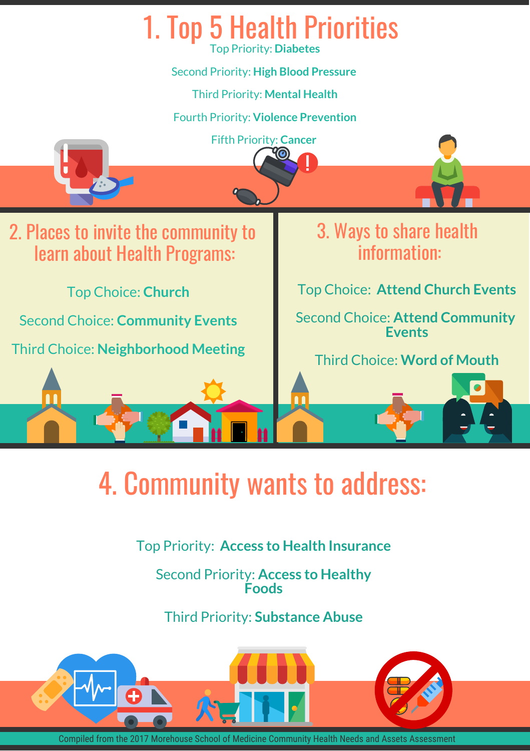# 1. Top 5 Health Priorities

Top Priority: **Diabetes**

Second Priority: **High Blood Pressure**

Third Priority: **Mental Health**

Fourth Priority: **Violence Prevention**

Fifth Priority: **Cancer**

## 2. Places to invite the community to learn about Health Programs:

Top Choice: **Church**

Second Choice: **Community Events**

Third Choice: **Neighborhood Meeting**

## 3. Ways to share health information:

Top Choice: **Attend Church Events**

Second Choice: **Attend Community Events**

Third Choice: **Word of Mouth**

# 4. Community wants to address:

Top Priority: **Access to Health Insurance**

Second Priority: **Access to Healthy Foods**

Third Priority: **Substance Abuse**

Compiled from the 2017 Morehouse School of Medicine Community Health Needs and Assets Assessment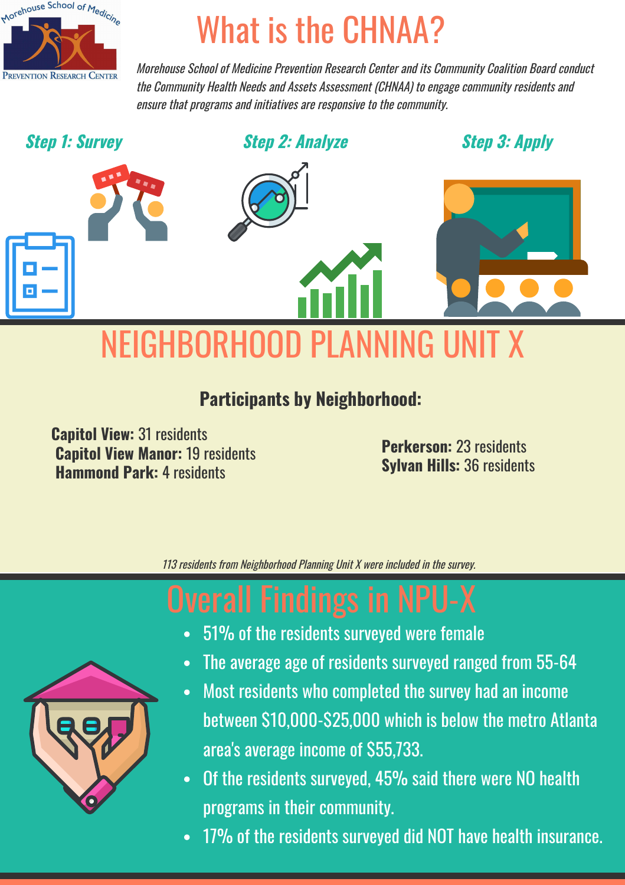# What is the CHNAA?

*Morehouse School of Medicine Prevention Research Center and its Community Coalition Board conduct the Community Health Needs and Assets Assessment (CHNAA) to engage community residents and ensure that programs and initiatives are responsive to the community.*

### *Step 1: Survey*

### *Step 2: Analyze*

### *Step 3: Apply*

# NEIGHBORHOOD PLANNING UNIT X

**Participants by Neighborhood:**

- **Capitol View:** 31 residents
- **Capitol View Manor:** 19 residents
- **Hammond Park:** 4 residents
- **Perkerson:** 23 residents
- **Sylvan Hills:** 36 residents

*113 residents from Neighborhood Planning Unit X were included in the survey.*

# Overall Findings in NPU-X

- 51% of the residents surveyed were female
- The average age of residents surveyed ranged from 55-64
- Most residents who completed the survey had an income between $10,000-$25,000 which is below the metro Atlanta area's average income of $55,733.
- Of the residents surveyed, 45% said there were NO health programs in their community.
- 17% of the residents surveyed did NOT have health insurance.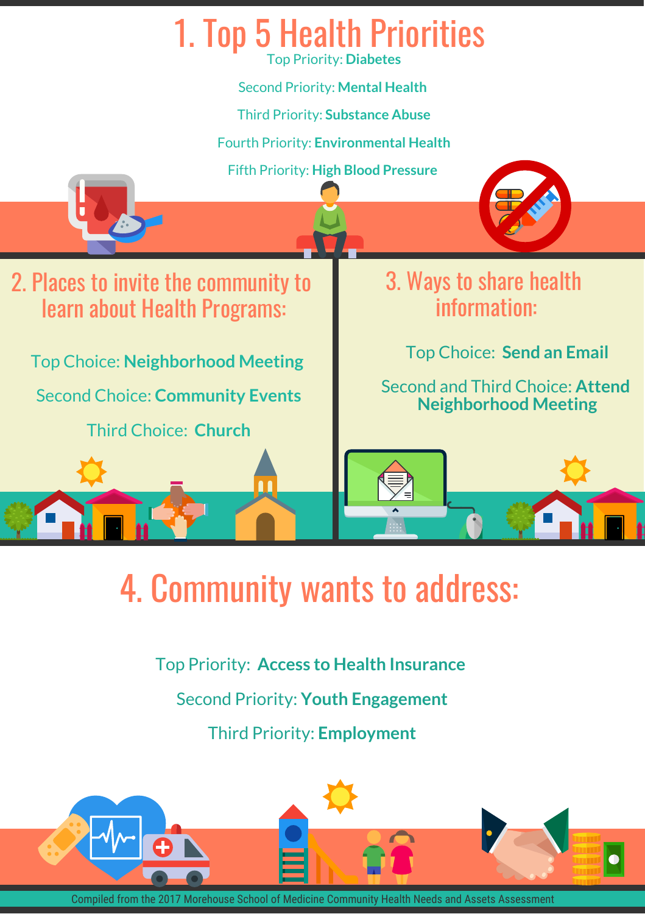# 1. Top 5 Health Priorities

Top Priority: **Diabetes**

Second Priority: **Mental Health**

Third Priority: **Substance Abuse**

Fourth Priority: **Environmental Health**

Fifth Priority: **High Blood Pressure**

## 2. Places to invite the community to learn about Health Programs:

Top Choice: **Neighborhood Meeting**

Second Choice: **Community Events**

Third Choice: **Church**

## 3. Ways to share health information:

Top Choice: **Send an Email**

Second and Third Choice: **Attend Neighborhood Meeting**

# 4. Community wants to address:

Top Priority: **Access to Health Insurance**

Second Priority: **Youth Engagement**

Third Priority: **Employment**

Compiled from the 2017 Morehouse School of Medicine Community Health Needs and Assets Assessment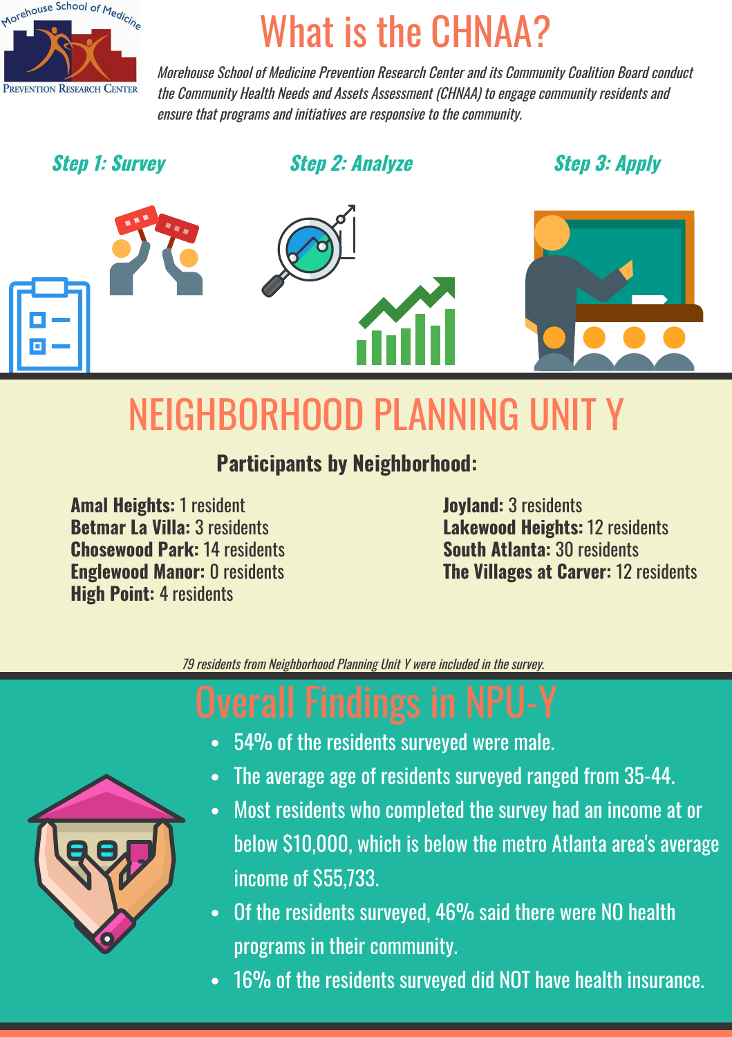# What is the CHNAA?

*Morehouse School of Medicine Prevention Research Center and its Community Coalition Board conduct the Community Health Needs and Assets Assessment (CHNAA) to engage community residents and ensure that programs and initiatives are responsive to the community.*

***Step 1: Survey***

***Step 2: Analyze***

***Step 3: Apply***

# NEIGHBORHOOD PLANNING UNIT Y

### Participants by Neighborhood:

**Amal Heights:** 1 resident
**Betmar La Villa:** 3 residents
**Chosewood Park:** 14 residents
**Englewood Manor:** 0 residents
**High Point:** 4 residents
**Joyland:** 3 residents
**Lakewood Heights:** 12 residents
**South Atlanta:** 30 residents
**The Villages at Carver:** 12 residents

*79 residents from Neighborhood Planning Unit Y were included in the survey.*

# Overall Findings in NPU-Y

- 54% of the residents surveyed were male.
- The average age of residents surveyed ranged from 35-44.
- Most residents who completed the survey had an income at or below $10,000, which is below the metro Atlanta area's average income of $55,733.
- Of the residents surveyed, 46% said there were NO health programs in their community.
- 16% of the residents surveyed did NOT have health insurance.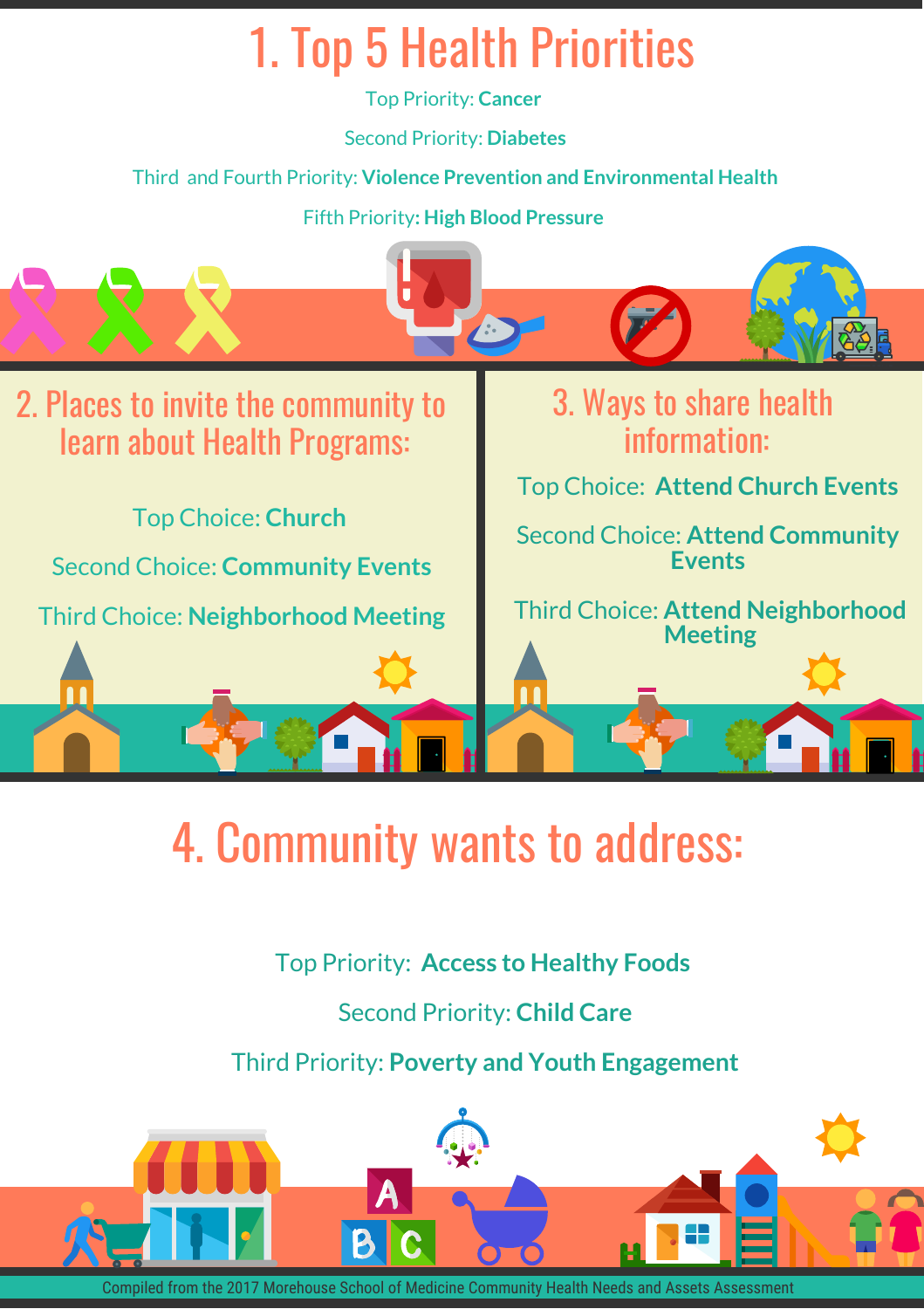# 1. Top 5 Health Priorities

Top Priority: **Cancer**

Second Priority: **Diabetes**

Third and Fourth Priority: **Violence Prevention and Environmental Health**

Fifth Priority: **High Blood Pressure**

## 2. Places to invite the community to learn about Health Programs:

Top Choice: **Church**

Second Choice: **Community Events**

Third Choice: **Neighborhood Meeting**

## 3. Ways to share health information:

Top Choice: **Attend Church Events**

Second Choice: **Attend Community Events**

Third Choice: **Attend Neighborhood Meeting**

# 4. Community wants to address:

Top Priority: **Access to Healthy Foods**

Second Priority: **Child Care**

Third Priority: **Poverty and Youth Engagement**

Compiled from the 2017 Morehouse School of Medicine Community Health Needs and Assets Assessment